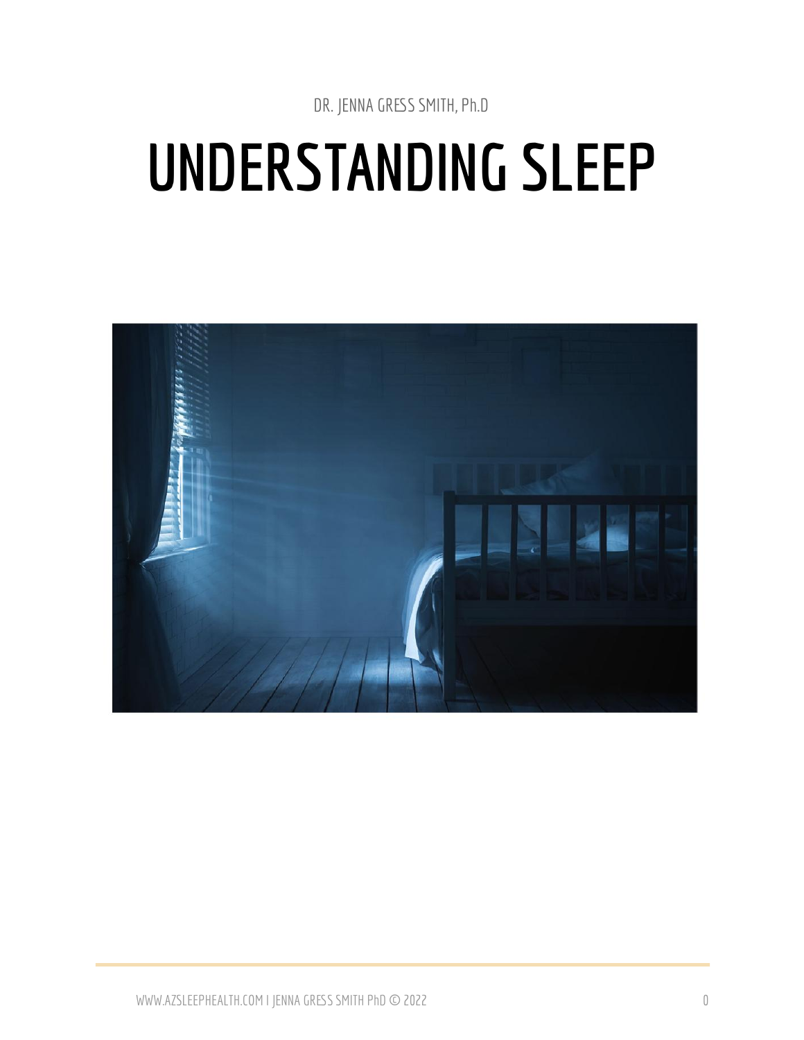DR. JENNA GRESS SMITH, Ph.D

# UNDERSTANDING SLEEP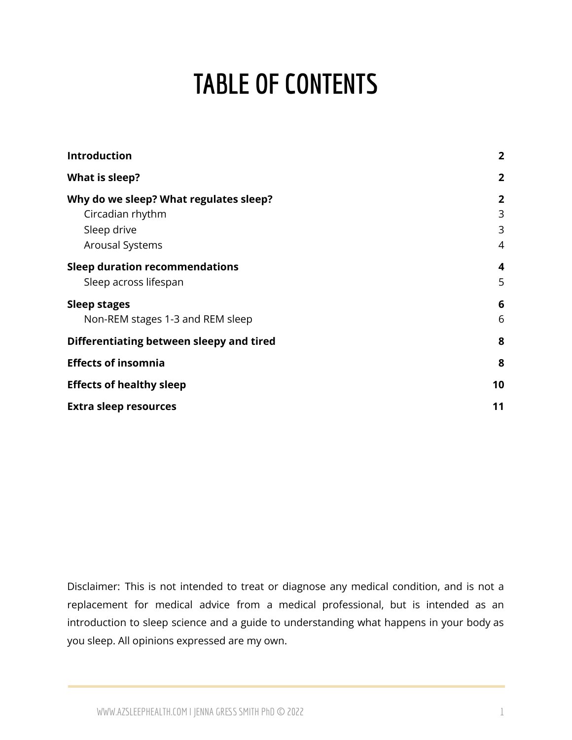# TABLE OF CONTENTS

| | |
|---|---|
| **Introduction** | **2** |
| **What is sleep?** | **2** |
| **Why do we sleep? What regulates sleep?** | **2** |
| Circadian rhythm | 3 |
| Sleep drive | 3 |
| Arousal Systems | 4 |
| **Sleep duration recommendations** | **4** |
| Sleep across lifespan | 5 |
| **Sleep stages** | **6** |
| Non-REM stages 1-3 and REM sleep | 6 |
| **Differentiating between sleepy and tired** | **8** |
| **Effects of insomnia** | **8** |
| **Effects of healthy sleep** | **10** |
| **Extra sleep resources** | **11** |

Disclaimer: This is not intended to treat or diagnose any medical condition, and is not a replacement for medical advice from a medical professional, but is intended as an introduction to sleep science and a guide to understanding what happens in your body as you sleep. All opinions expressed are my own.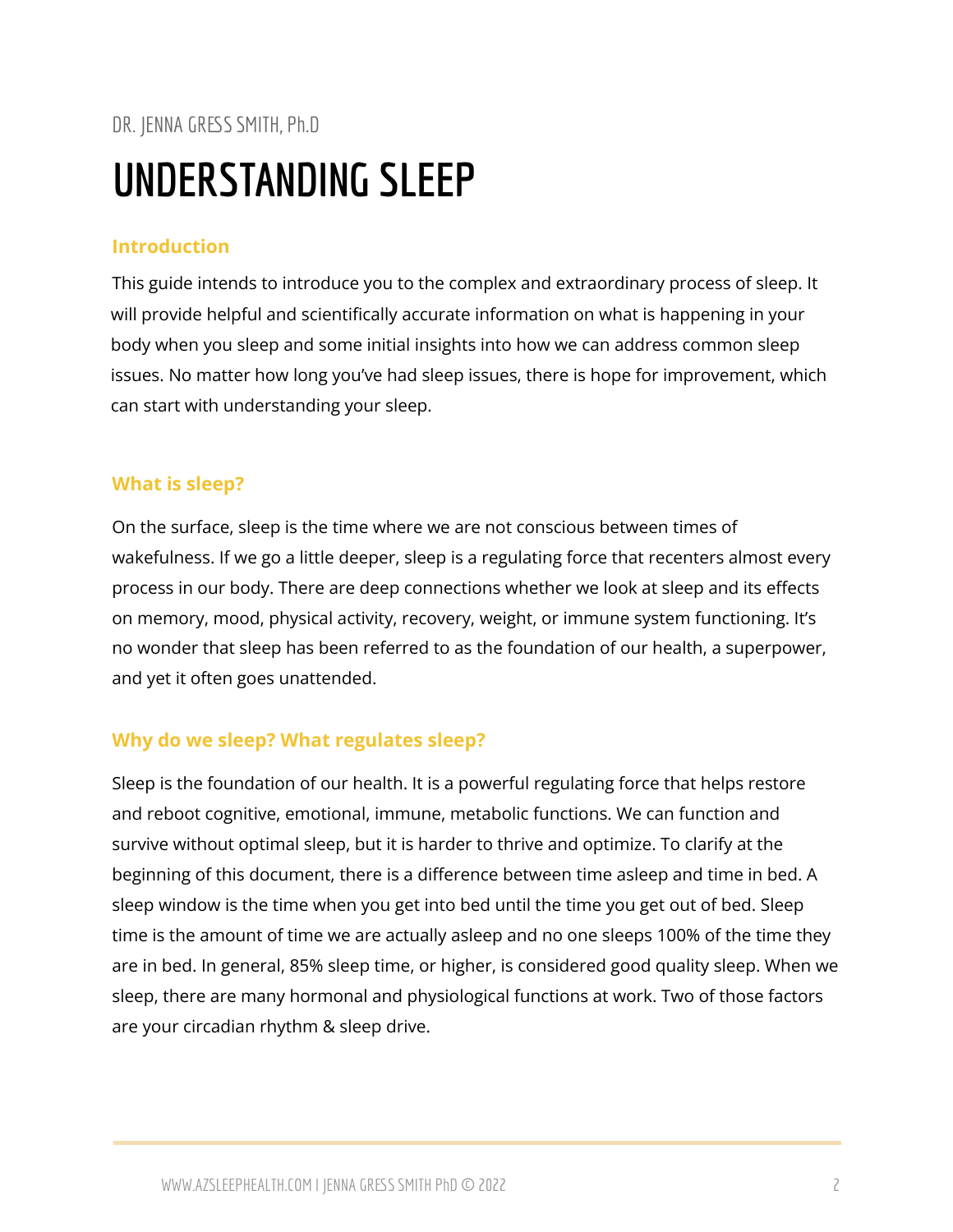DR. JENNA GRESS SMITH, Ph.D

# UNDERSTANDING SLEEP

## Introduction

This guide intends to introduce you to the complex and extraordinary process of sleep. It will provide helpful and scientifically accurate information on what is happening in your body when you sleep and some initial insights into how we can address common sleep issues. No matter how long you've had sleep issues, there is hope for improvement, which can start with understanding your sleep.

## What is sleep?

On the surface, sleep is the time where we are not conscious between times of wakefulness. If we go a little deeper, sleep is a regulating force that recenters almost every process in our body. There are deep connections whether we look at sleep and its effects on memory, mood, physical activity, recovery, weight, or immune system functioning. It's no wonder that sleep has been referred to as the foundation of our health, a superpower, and yet it often goes unattended.

## Why do we sleep? What regulates sleep?

Sleep is the foundation of our health. It is a powerful regulating force that helps restore and reboot cognitive, emotional, immune, metabolic functions. We can function and survive without optimal sleep, but it is harder to thrive and optimize. To clarify at the beginning of this document, there is a difference between time asleep and time in bed. A sleep window is the time when you get into bed until the time you get out of bed. Sleep time is the amount of time we are actually asleep and no one sleeps 100% of the time they are in bed. In general, 85% sleep time, or higher, is considered good quality sleep. When we sleep, there are many hormonal and physiological functions at work. Two of those factors are your circadian rhythm & sleep drive.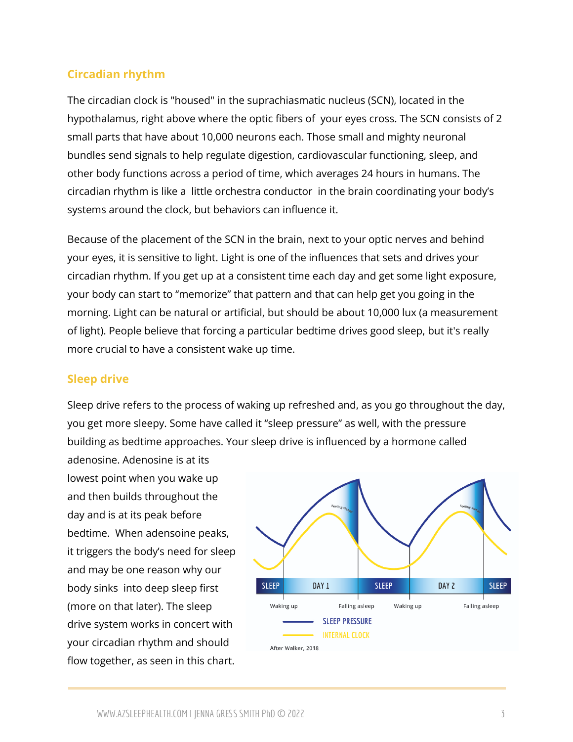## Circadian rhythm

The circadian clock is "housed" in the suprachiasmatic nucleus (SCN), located in the hypothalamus, right above where the optic fibers of your eyes cross. The SCN consists of 2 small parts that have about 10,000 neurons each. Those small and mighty neuronal bundles send signals to help regulate digestion, cardiovascular functioning, sleep, and other body functions across a period of time, which averages 24 hours in humans. The circadian rhythm is like a little orchestra conductor in the brain coordinating your body's systems around the clock, but behaviors can influence it.

Because of the placement of the SCN in the brain, next to your optic nerves and behind your eyes, it is sensitive to light. Light is one of the influences that sets and drives your circadian rhythm. If you get up at a consistent time each day and get some light exposure, your body can start to "memorize" that pattern and that can help get you going in the morning. Light can be natural or artificial, but should be about 10,000 lux (a measurement of light). People believe that forcing a particular bedtime drives good sleep, but it's really more crucial to have a consistent wake up time.

## Sleep drive

Sleep drive refers to the process of waking up refreshed and, as you go throughout the day, you get more sleepy. Some have called it "sleep pressure" as well, with the pressure building as bedtime approaches. Your sleep drive is influenced by a hormone called adenosine. Adenosine is at its lowest point when you wake up and then builds throughout the day and is at its peak before bedtime. When adensoine peaks, it triggers the body's need for sleep and may be one reason why our body sinks into deep sleep first (more on that later). The sleep drive system works in concert with your circadian rhythm and should flow together, as seen in this chart.

SLEEP | DAY 1 | SLEEP | DAY 2 | SLEEP

Waking up — Falling asleep — Waking up — Falling asleep

SLEEP PRESSURE

INTERNAL CLOCK

After Walker, 2018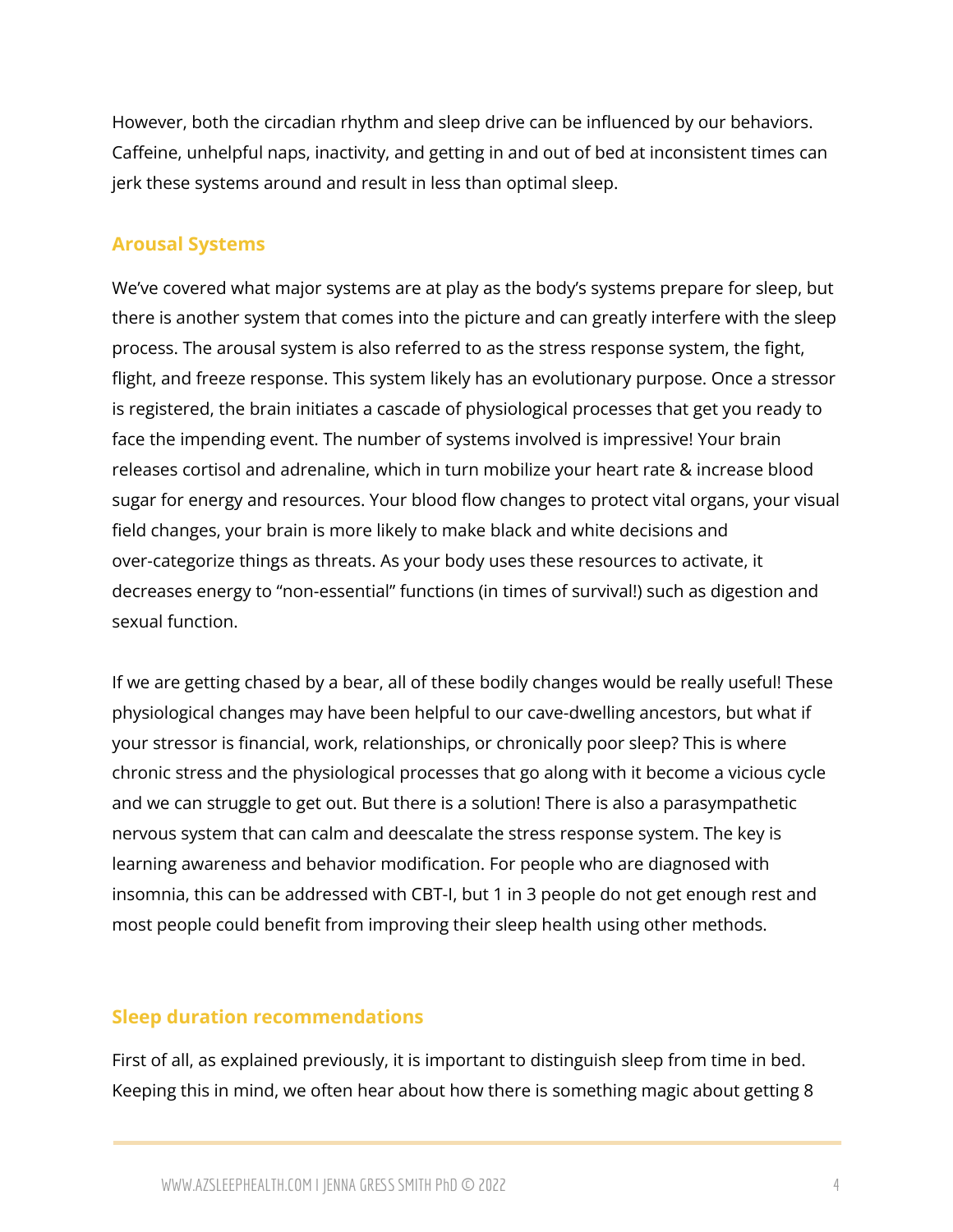However, both the circadian rhythm and sleep drive can be influenced by our behaviors. Caffeine, unhelpful naps, inactivity, and getting in and out of bed at inconsistent times can jerk these systems around and result in less than optimal sleep.

## Arousal Systems

We've covered what major systems are at play as the body's systems prepare for sleep, but there is another system that comes into the picture and can greatly interfere with the sleep process. The arousal system is also referred to as the stress response system, the fight, flight, and freeze response. This system likely has an evolutionary purpose. Once a stressor is registered, the brain initiates a cascade of physiological processes that get you ready to face the impending event. The number of systems involved is impressive! Your brain releases cortisol and adrenaline, which in turn mobilize your heart rate & increase blood sugar for energy and resources. Your blood flow changes to protect vital organs, your visual field changes, your brain is more likely to make black and white decisions and over-categorize things as threats. As your body uses these resources to activate, it decreases energy to "non-essential" functions (in times of survival!) such as digestion and sexual function.

If we are getting chased by a bear, all of these bodily changes would be really useful! These physiological changes may have been helpful to our cave-dwelling ancestors, but what if your stressor is financial, work, relationships, or chronically poor sleep? This is where chronic stress and the physiological processes that go along with it become a vicious cycle and we can struggle to get out. But there is a solution! There is also a parasympathetic nervous system that can calm and deescalate the stress response system. The key is learning awareness and behavior modification. For people who are diagnosed with insomnia, this can be addressed with CBT-I, but 1 in 3 people do not get enough rest and most people could benefit from improving their sleep health using other methods.

## Sleep duration recommendations

First of all, as explained previously, it is important to distinguish sleep from time in bed. Keeping this in mind, we often hear about how there is something magic about getting 8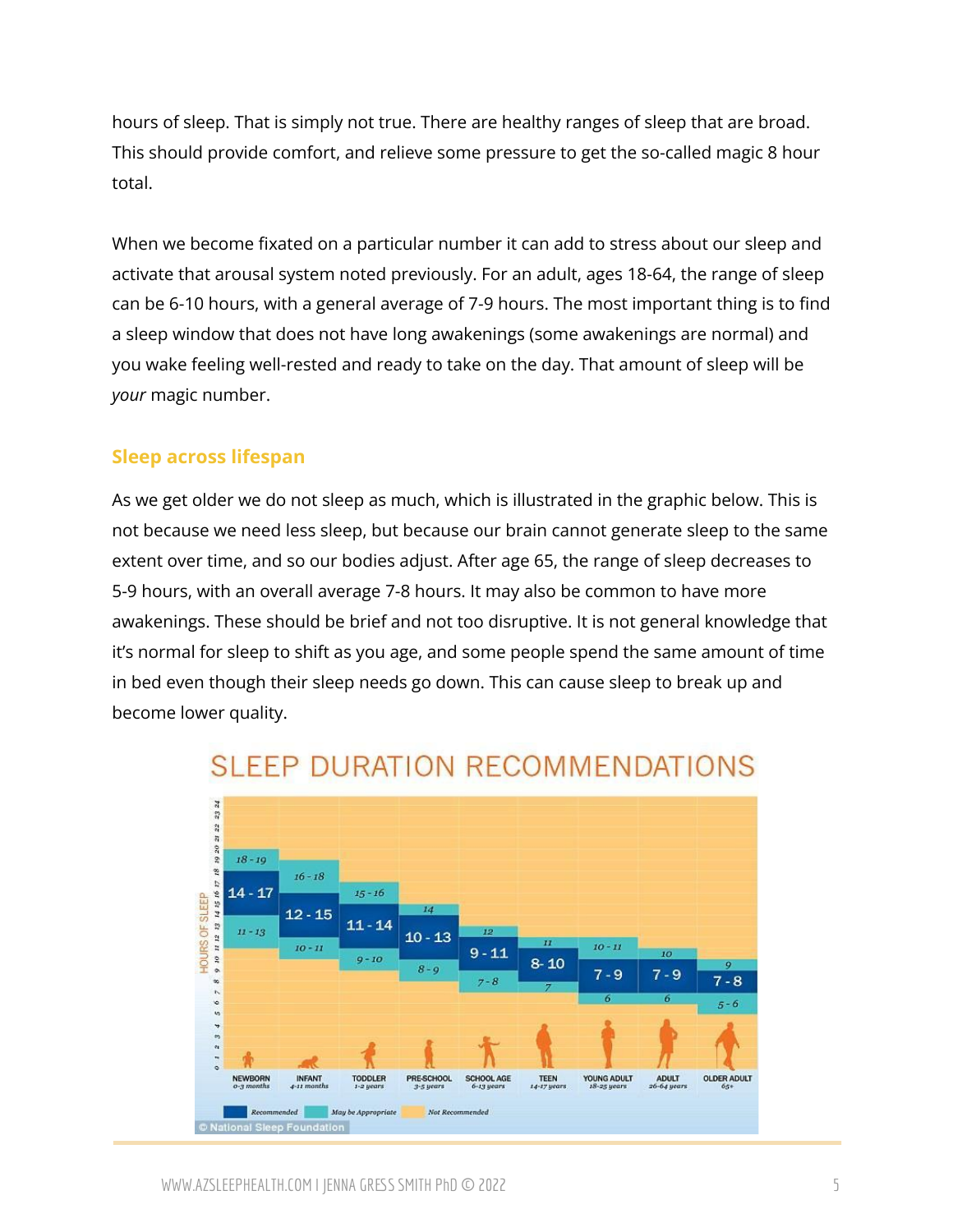hours of sleep. That is simply not true. There are healthy ranges of sleep that are broad. This should provide comfort, and relieve some pressure to get the so-called magic 8 hour total.

When we become fixated on a particular number it can add to stress about our sleep and activate that arousal system noted previously. For an adult, ages 18-64, the range of sleep can be 6-10 hours, with a general average of 7-9 hours. The most important thing is to find a sleep window that does not have long awakenings (some awakenings are normal) and you wake feeling well-rested and ready to take on the day. That amount of sleep will be *your* magic number.

## Sleep across lifespan

As we get older we do not sleep as much, which is illustrated in the graphic below. This is not because we need less sleep, but because our brain cannot generate sleep to the same extent over time, and so our bodies adjust. After age 65, the range of sleep decreases to 5-9 hours, with an overall average 7-8 hours. It may also be common to have more awakenings. These should be brief and not too disruptive. It is not general knowledge that it's normal for sleep to shift as you age, and some people spend the same amount of time in bed even though their sleep needs go down. This can cause sleep to break up and become lower quality.

**SLEEP DURATION RECOMMENDATIONS**

| Age group | Recommended (hours of sleep) | May be Appropriate (hours of sleep) |
|---|---|---|
| NEWBORN (0-3 months) | 14 - 17 | 11 - 13; 18 - 19 |
| INFANT (4-11 months) | 12 - 15 | 10 - 11; 16 - 18 |
| TODDLER (1-2 years) | 11 - 14 | 9 - 10; 15 - 16 |
| PRE-SCHOOL (3-5 years) | 10 - 13 | 8 - 9; 14 |
| SCHOOL AGE (6-13 years) | 9 - 11 | 7 - 8; 12 |
| TEEN (14-17 years) | 8 - 10 | 7; 11 |
| YOUNG ADULT (18-25 years) | 7 - 9 | 6; 10 - 11 |
| ADULT (26-64 years) | 7 - 9 | 6; 10 |
| OLDER ADULT (65+) | 7 - 8 | 5 - 6; 9 |

Recommended | May be Appropriate | Not Recommended

© National Sleep Foundation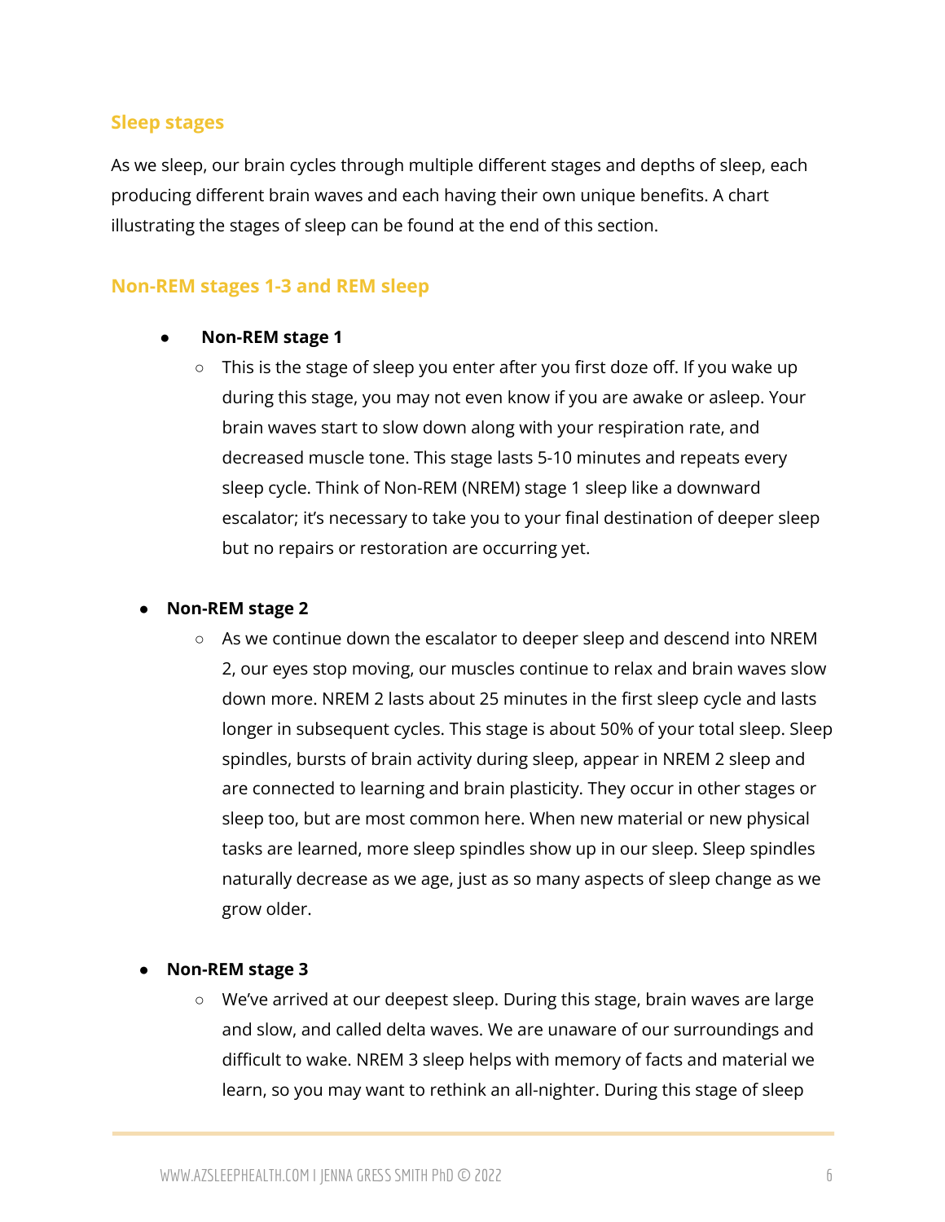## Sleep stages

As we sleep, our brain cycles through multiple different stages and depths of sleep, each producing different brain waves and each having their own unique benefits. A chart illustrating the stages of sleep can be found at the end of this section.

## Non-REM stages 1-3 and REM sleep

- **Non-REM stage 1**
  - This is the stage of sleep you enter after you first doze off. If you wake up during this stage, you may not even know if you are awake or asleep. Your brain waves start to slow down along with your respiration rate, and decreased muscle tone. This stage lasts 5-10 minutes and repeats every sleep cycle. Think of Non-REM (NREM) stage 1 sleep like a downward escalator; it's necessary to take you to your final destination of deeper sleep but no repairs or restoration are occurring yet.

- **Non-REM stage 2**
  - As we continue down the escalator to deeper sleep and descend into NREM 2, our eyes stop moving, our muscles continue to relax and brain waves slow down more. NREM 2 lasts about 25 minutes in the first sleep cycle and lasts longer in subsequent cycles. This stage is about 50% of your total sleep. Sleep spindles, bursts of brain activity during sleep, appear in NREM 2 sleep and are connected to learning and brain plasticity. They occur in other stages or sleep too, but are most common here. When new material or new physical tasks are learned, more sleep spindles show up in our sleep. Sleep spindles naturally decrease as we age, just as so many aspects of sleep change as we grow older.

- **Non-REM stage 3**
  - We've arrived at our deepest sleep. During this stage, brain waves are large and slow, and called delta waves. We are unaware of our surroundings and difficult to wake. NREM 3 sleep helps with memory of facts and material we learn, so you may want to rethink an all-nighter. During this stage of sleep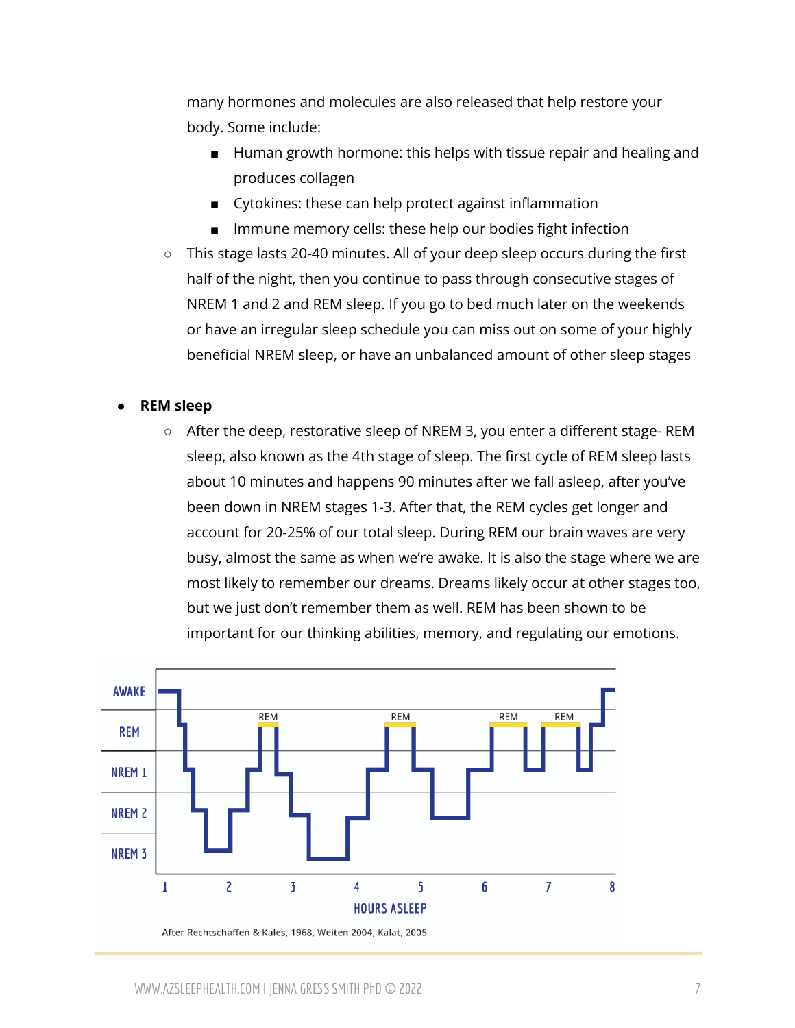many hormones and molecules are also released that help restore your body. Some include:

    - Human growth hormone: this helps with tissue repair and healing and produces collagen
    - Cytokines: these can help protect against inflammation
    - Immune memory cells: these help our bodies fight infection

  - This stage lasts 20-40 minutes. All of your deep sleep occurs during the first half of the night, then you continue to pass through consecutive stages of NREM 1 and 2 and REM sleep. If you go to bed much later on the weekends or have an irregular sleep schedule you can miss out on some of your highly beneficial NREM sleep, or have an unbalanced amount of other sleep stages

- **REM sleep**
  - After the deep, restorative sleep of NREM 3, you enter a different stage- REM sleep, also known as the 4th stage of sleep. The first cycle of REM sleep lasts about 10 minutes and happens 90 minutes after we fall asleep, after you've been down in NREM stages 1-3. After that, the REM cycles get longer and account for 20-25% of our total sleep. During REM our brain waves are very busy, almost the same as when we're awake. It is also the stage where we are most likely to remember our dreams. Dreams likely occur at other stages too, but we just don't remember them as well. REM has been shown to be important for our thinking abilities, memory, and regulating our emotions.

After Rechtschaffen & Kales, 1968, Weiten 2004, Kalat, 2005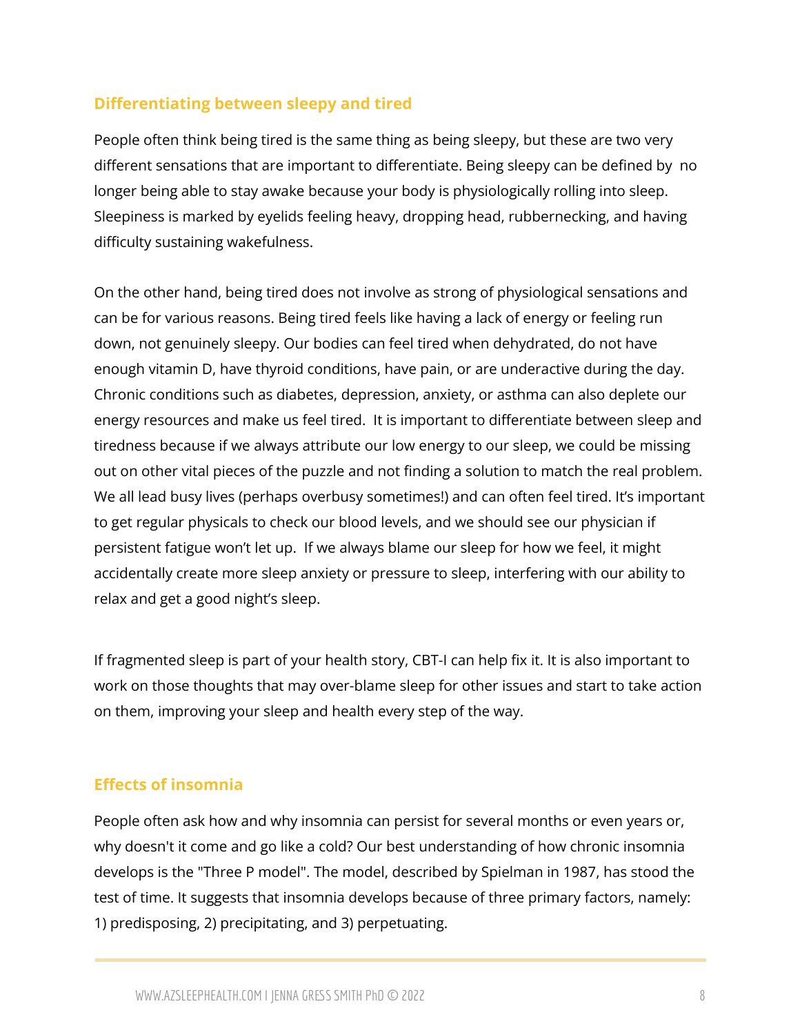## Differentiating between sleepy and tired

People often think being tired is the same thing as being sleepy, but these are two very different sensations that are important to differentiate. Being sleepy can be defined by  no longer being able to stay awake because your body is physiologically rolling into sleep. Sleepiness is marked by eyelids feeling heavy, dropping head, rubbernecking, and having difficulty sustaining wakefulness.

On the other hand, being tired does not involve as strong of physiological sensations and can be for various reasons. Being tired feels like having a lack of energy or feeling run down, not genuinely sleepy. Our bodies can feel tired when dehydrated, do not have enough vitamin D, have thyroid conditions, have pain, or are underactive during the day. Chronic conditions such as diabetes, depression, anxiety, or asthma can also deplete our energy resources and make us feel tired.  It is important to differentiate between sleep and tiredness because if we always attribute our low energy to our sleep, we could be missing out on other vital pieces of the puzzle and not finding a solution to match the real problem. We all lead busy lives (perhaps overbusy sometimes!) and can often feel tired. It's important to get regular physicals to check our blood levels, and we should see our physician if persistent fatigue won't let up.  If we always blame our sleep for how we feel, it might accidentally create more sleep anxiety or pressure to sleep, interfering with our ability to relax and get a good night's sleep.

If fragmented sleep is part of your health story, CBT-I can help fix it. It is also important to work on those thoughts that may over-blame sleep for other issues and start to take action on them, improving your sleep and health every step of the way.

## Effects of insomnia

People often ask how and why insomnia can persist for several months or even years or, why doesn't it come and go like a cold? Our best understanding of how chronic insomnia develops is the "Three P model". The model, described by Spielman in 1987, has stood the test of time. It suggests that insomnia develops because of three primary factors, namely: 1) predisposing, 2) precipitating, and 3) perpetuating.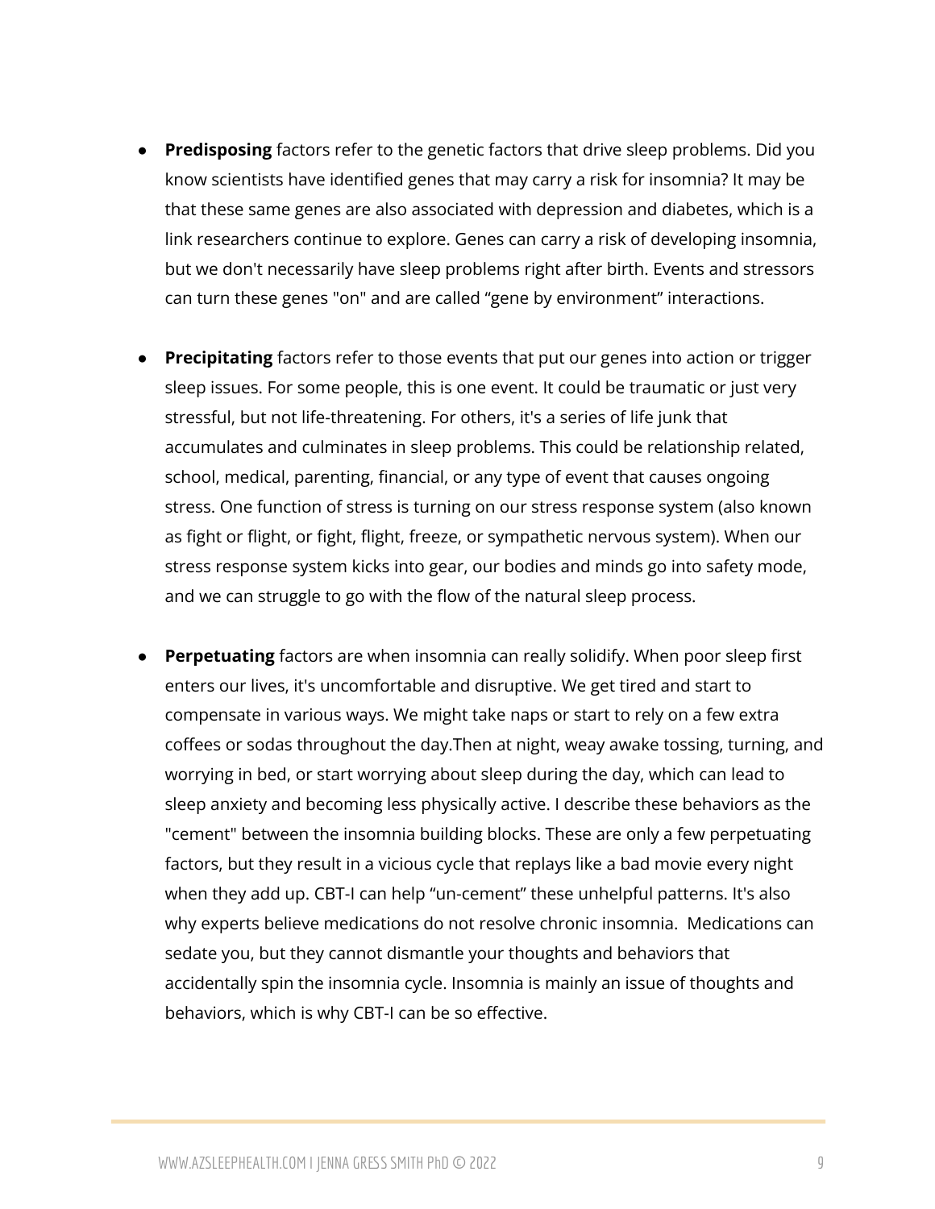- **Predisposing** factors refer to the genetic factors that drive sleep problems. Did you know scientists have identified genes that may carry a risk for insomnia? It may be that these same genes are also associated with depression and diabetes, which is a link researchers continue to explore. Genes can carry a risk of developing insomnia, but we don't necessarily have sleep problems right after birth. Events and stressors can turn these genes "on" and are called "gene by environment" interactions.

- **Precipitating** factors refer to those events that put our genes into action or trigger sleep issues. For some people, this is one event. It could be traumatic or just very stressful, but not life-threatening. For others, it's a series of life junk that accumulates and culminates in sleep problems. This could be relationship related, school, medical, parenting, financial, or any type of event that causes ongoing stress. One function of stress is turning on our stress response system (also known as fight or flight, or fight, flight, freeze, or sympathetic nervous system). When our stress response system kicks into gear, our bodies and minds go into safety mode, and we can struggle to go with the flow of the natural sleep process.

- **Perpetuating** factors are when insomnia can really solidify. When poor sleep first enters our lives, it's uncomfortable and disruptive. We get tired and start to compensate in various ways. We might take naps or start to rely on a few extra coffees or sodas throughout the day.Then at night, weay awake tossing, turning, and worrying in bed, or start worrying about sleep during the day, which can lead to sleep anxiety and becoming less physically active. I describe these behaviors as the "cement" between the insomnia building blocks. These are only a few perpetuating factors, but they result in a vicious cycle that replays like a bad movie every night when they add up. CBT-I can help "un-cement" these unhelpful patterns. It's also why experts believe medications do not resolve chronic insomnia. Medications can sedate you, but they cannot dismantle your thoughts and behaviors that accidentally spin the insomnia cycle. Insomnia is mainly an issue of thoughts and behaviors, which is why CBT-I can be so effective.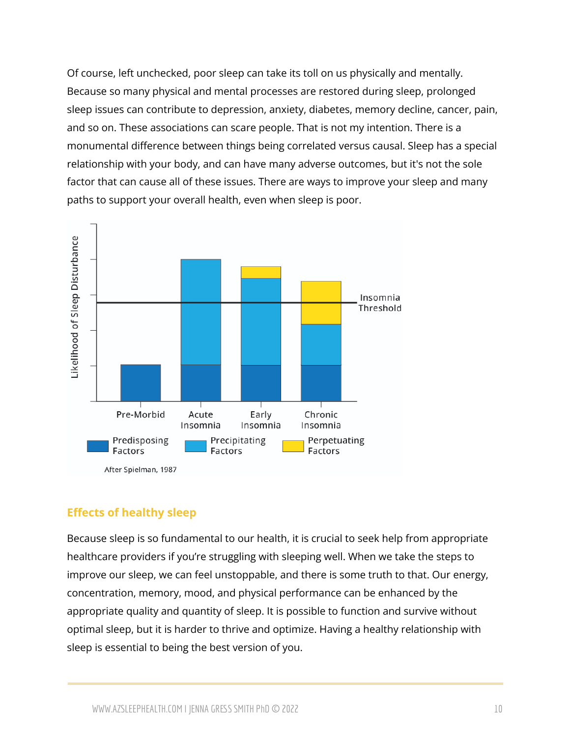Of course, left unchecked, poor sleep can take its toll on us physically and mentally. Because so many physical and mental processes are restored during sleep, prolonged sleep issues can contribute to depression, anxiety, diabetes, memory decline, cancer, pain, and so on. These associations can scare people. That is not my intention. There is a monumental difference between things being correlated versus causal. Sleep has a special relationship with your body, and can have many adverse outcomes, but it's not the sole factor that can cause all of these issues. There are ways to improve your sleep and many paths to support your overall health, even when sleep is poor.

After Spielman, 1987

## Effects of healthy sleep

Because sleep is so fundamental to our health, it is crucial to seek help from appropriate healthcare providers if you're struggling with sleeping well. When we take the steps to improve our sleep, we can feel unstoppable, and there is some truth to that. Our energy, concentration, memory, mood, and physical performance can be enhanced by the appropriate quality and quantity of sleep. It is possible to function and survive without optimal sleep, but it is harder to thrive and optimize. Having a healthy relationship with sleep is essential to being the best version of you.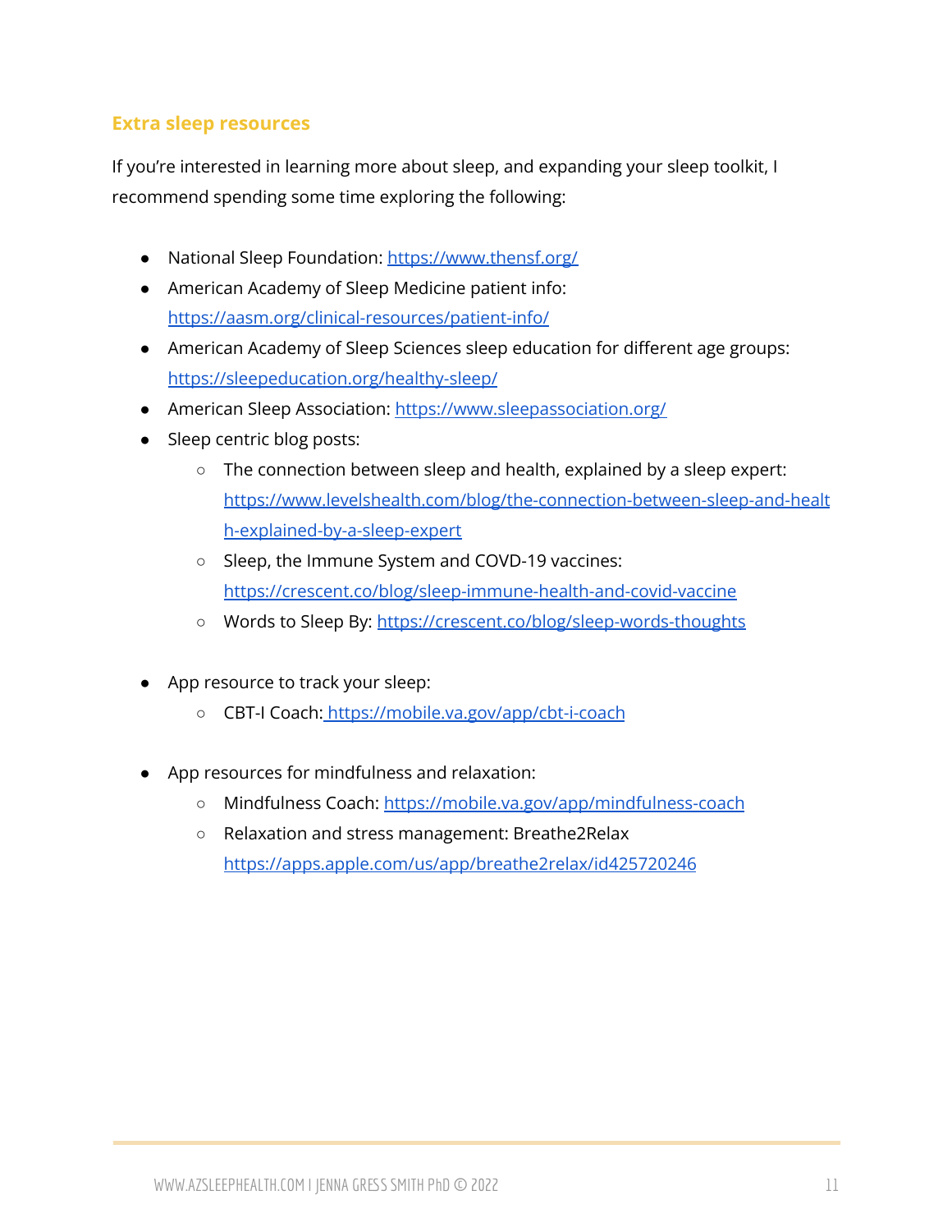## Extra sleep resources

If you're interested in learning more about sleep, and expanding your sleep toolkit, I recommend spending some time exploring the following:

- National Sleep Foundation: https://www.thensf.org/
- American Academy of Sleep Medicine patient info: https://aasm.org/clinical-resources/patient-info/
- American Academy of Sleep Sciences sleep education for different age groups: https://sleepeducation.org/healthy-sleep/
- American Sleep Association: https://www.sleepassociation.org/
- Sleep centric blog posts:
  - The connection between sleep and health, explained by a sleep expert: https://www.levelshealth.com/blog/the-connection-between-sleep-and-health-explained-by-a-sleep-expert
  - Sleep, the Immune System and COVD-19 vaccines: https://crescent.co/blog/sleep-immune-health-and-covid-vaccine
  - Words to Sleep By: https://crescent.co/blog/sleep-words-thoughts

- App resource to track your sleep:
  - CBT-I Coach: https://mobile.va.gov/app/cbt-i-coach

- App resources for mindfulness and relaxation:
  - Mindfulness Coach: https://mobile.va.gov/app/mindfulness-coach
  - Relaxation and stress management: Breathe2Relax https://apps.apple.com/us/app/breathe2relax/id425720246